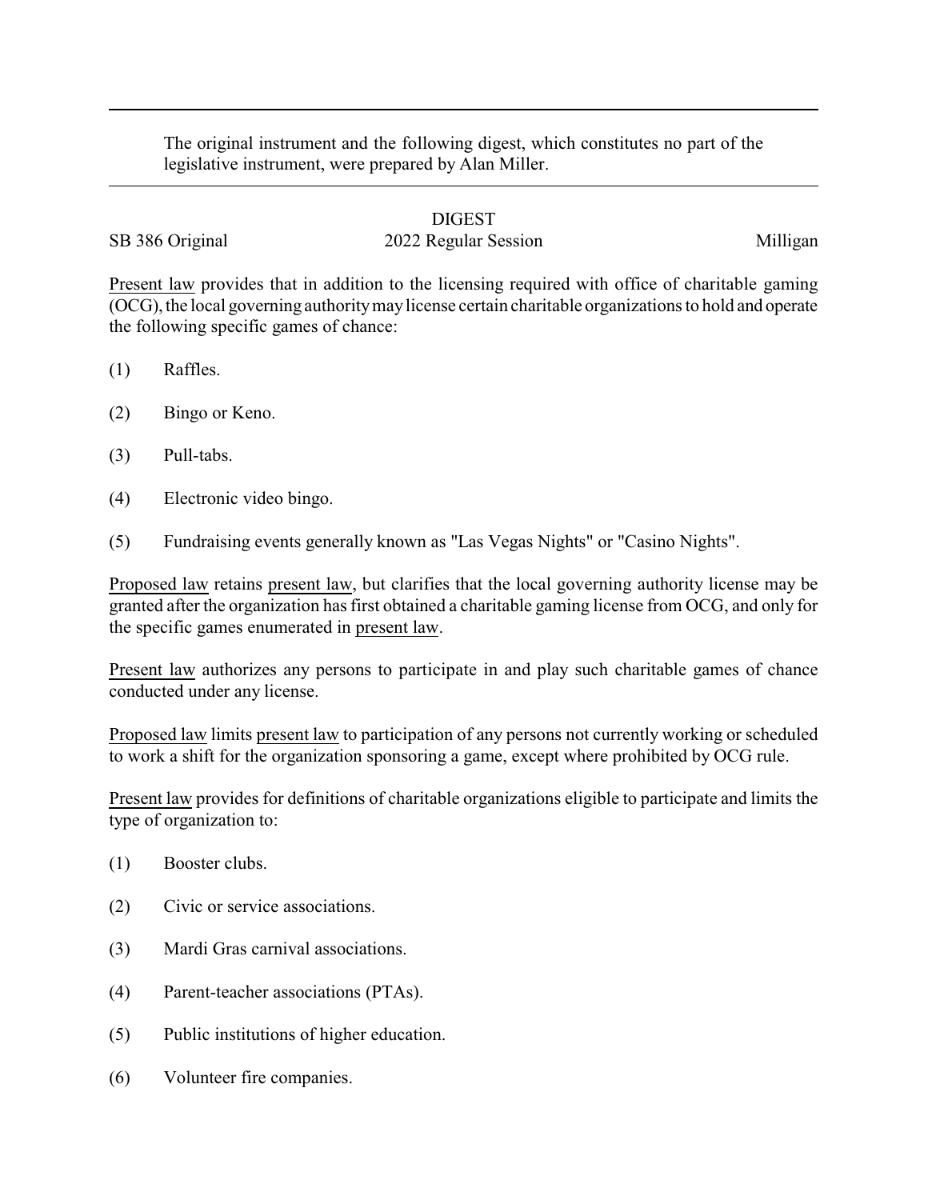The original instrument and the following digest, which constitutes no part of the legislative instrument, were prepared by Alan Miller.

# DIGEST

SB 386 Original | 2022 Regular Session | Milligan

Present law provides that in addition to the licensing required with office of charitable gaming (OCG), the local governing authority may license certain charitable organizations to hold and operate the following specific games of chance:

(1) Raffles.

(2) Bingo or Keno.

(3) Pull-tabs.

(4) Electronic video bingo.

(5) Fundraising events generally known as "Las Vegas Nights" or "Casino Nights".

Proposed law retains present law, but clarifies that the local governing authority license may be granted after the organization has first obtained a charitable gaming license from OCG, and only for the specific games enumerated in present law.

Present law authorizes any persons to participate in and play such charitable games of chance conducted under any license.

Proposed law limits present law to participation of any persons not currently working or scheduled to work a shift for the organization sponsoring a game, except where prohibited by OCG rule.

Present law provides for definitions of charitable organizations eligible to participate and limits the type of organization to:

(1) Booster clubs.

(2) Civic or service associations.

(3) Mardi Gras carnival associations.

(4) Parent-teacher associations (PTAs).

(5) Public institutions of higher education.

(6) Volunteer fire companies.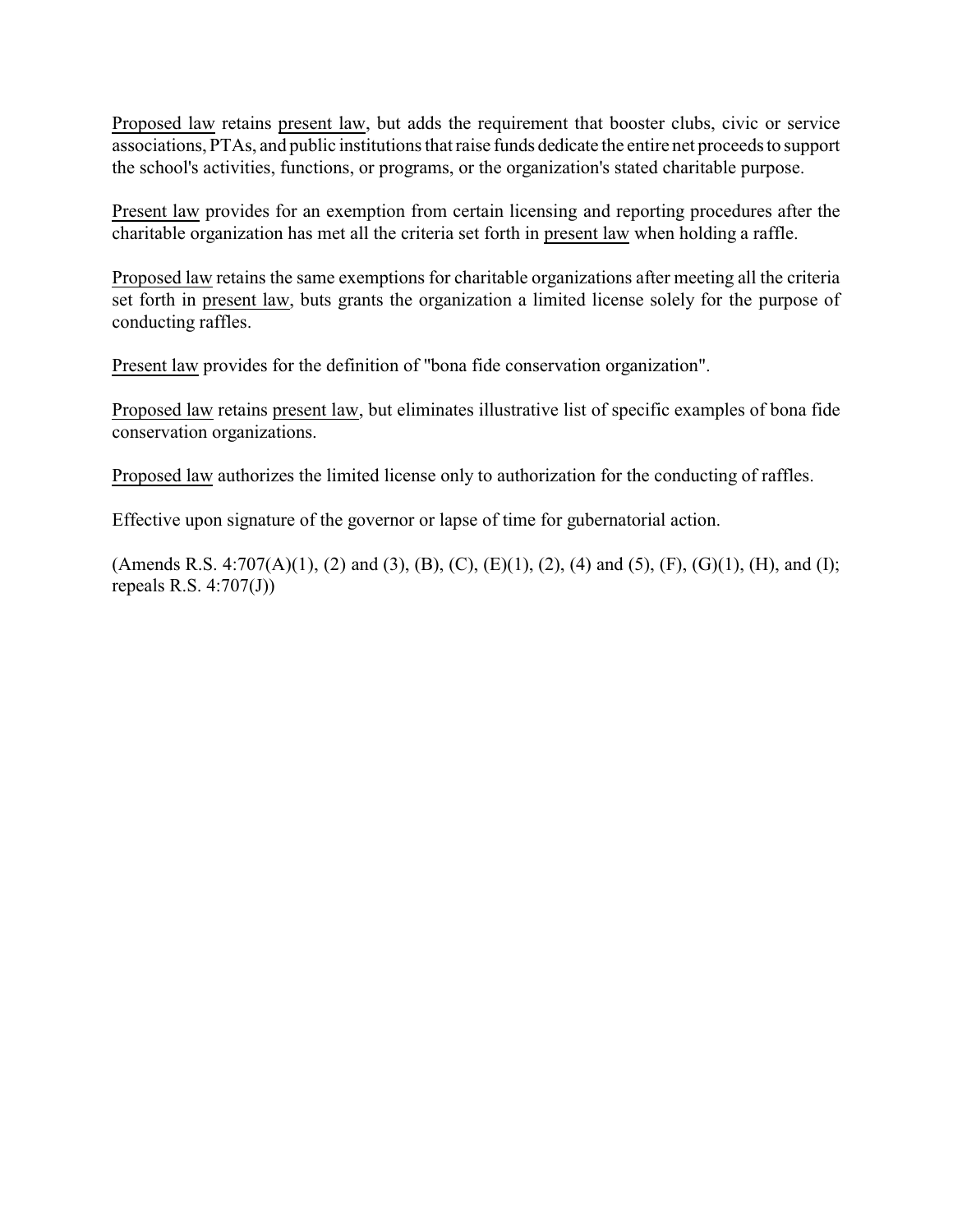Proposed law retains present law, but adds the requirement that booster clubs, civic or service associations, PTAs, and public institutions that raise funds dedicate the entire net proceeds to support the school's activities, functions, or programs, or the organization's stated charitable purpose.

Present law provides for an exemption from certain licensing and reporting procedures after the charitable organization has met all the criteria set forth in present law when holding a raffle.

Proposed law retains the same exemptions for charitable organizations after meeting all the criteria set forth in present law, buts grants the organization a limited license solely for the purpose of conducting raffles.

Present law provides for the definition of "bona fide conservation organization".

Proposed law retains present law, but eliminates illustrative list of specific examples of bona fide conservation organizations.

Proposed law authorizes the limited license only to authorization for the conducting of raffles.

Effective upon signature of the governor or lapse of time for gubernatorial action.

(Amends R.S. 4:707(A)(1), (2) and (3), (B), (C), (E)(1), (2), (4) and (5), (F), (G)(1), (H), and (I); repeals R.S. 4:707(J))